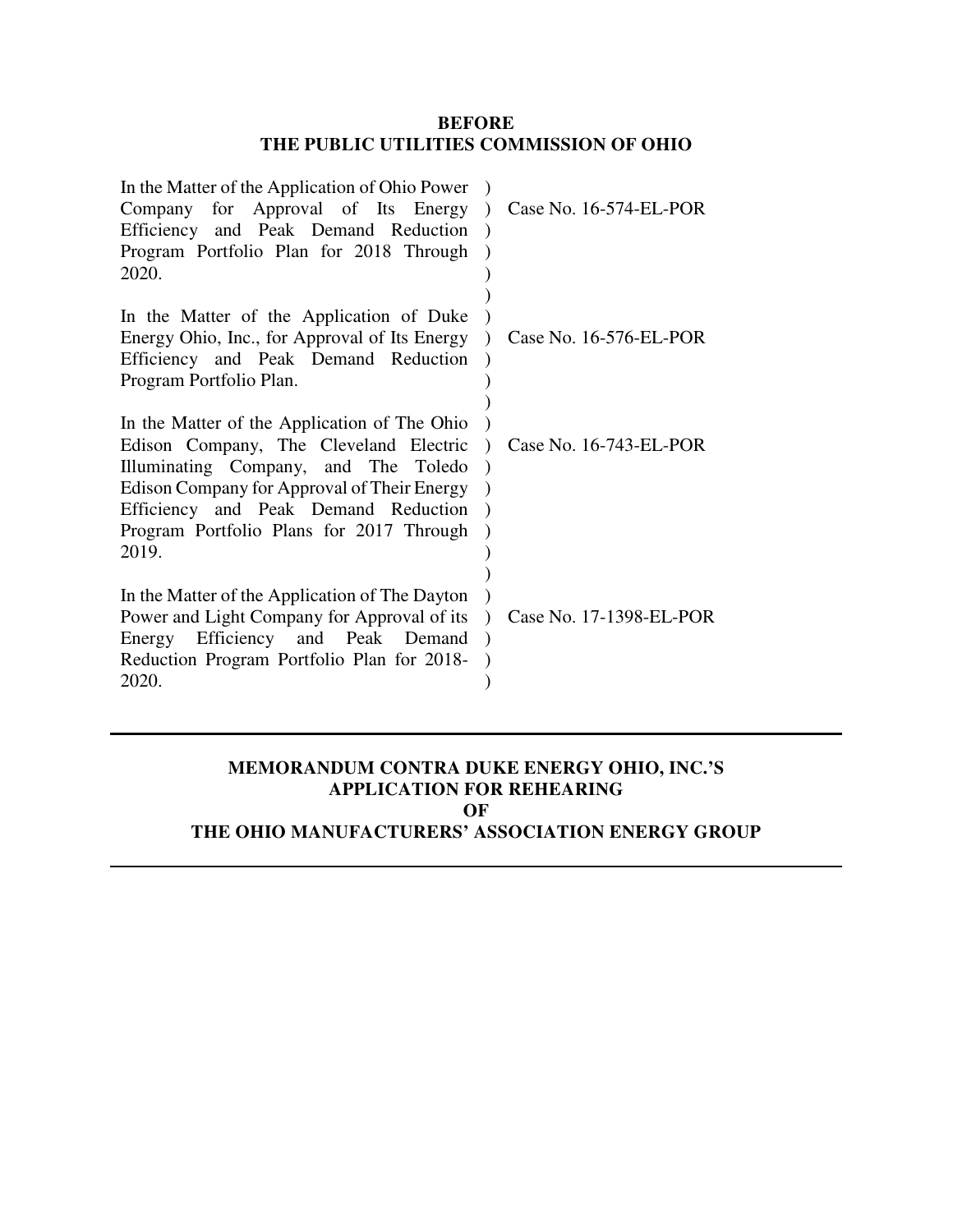**BEFORE**
**THE PUBLIC UTILITIES COMMISSION OF OHIO**

| | | |
|---|---|---|
| In the Matter of the Application of Ohio Power Company for Approval of Its Energy Efficiency and Peak Demand Reduction Program Portfolio Plan for 2018 Through 2020. | ) | Case No. 16-574-EL-POR |
| In the Matter of the Application of Duke Energy Ohio, Inc., for Approval of Its Energy Efficiency and Peak Demand Reduction Program Portfolio Plan. | ) | Case No. 16-576-EL-POR |
| In the Matter of the Application of The Ohio Edison Company, The Cleveland Electric Illuminating Company, and The Toledo Edison Company for Approval of Their Energy Efficiency and Peak Demand Reduction Program Portfolio Plans for 2017 Through 2019. | ) | Case No. 16-743-EL-POR |
| In the Matter of the Application of The Dayton Power and Light Company for Approval of its Energy Efficiency and Peak Demand Reduction Program Portfolio Plan for 2018-2020. | ) | Case No. 17-1398-EL-POR |

---

**MEMORANDUM CONTRA DUKE ENERGY OHIO, INC.'S APPLICATION FOR REHEARING OF THE OHIO MANUFACTURERS' ASSOCIATION ENERGY GROUP**

---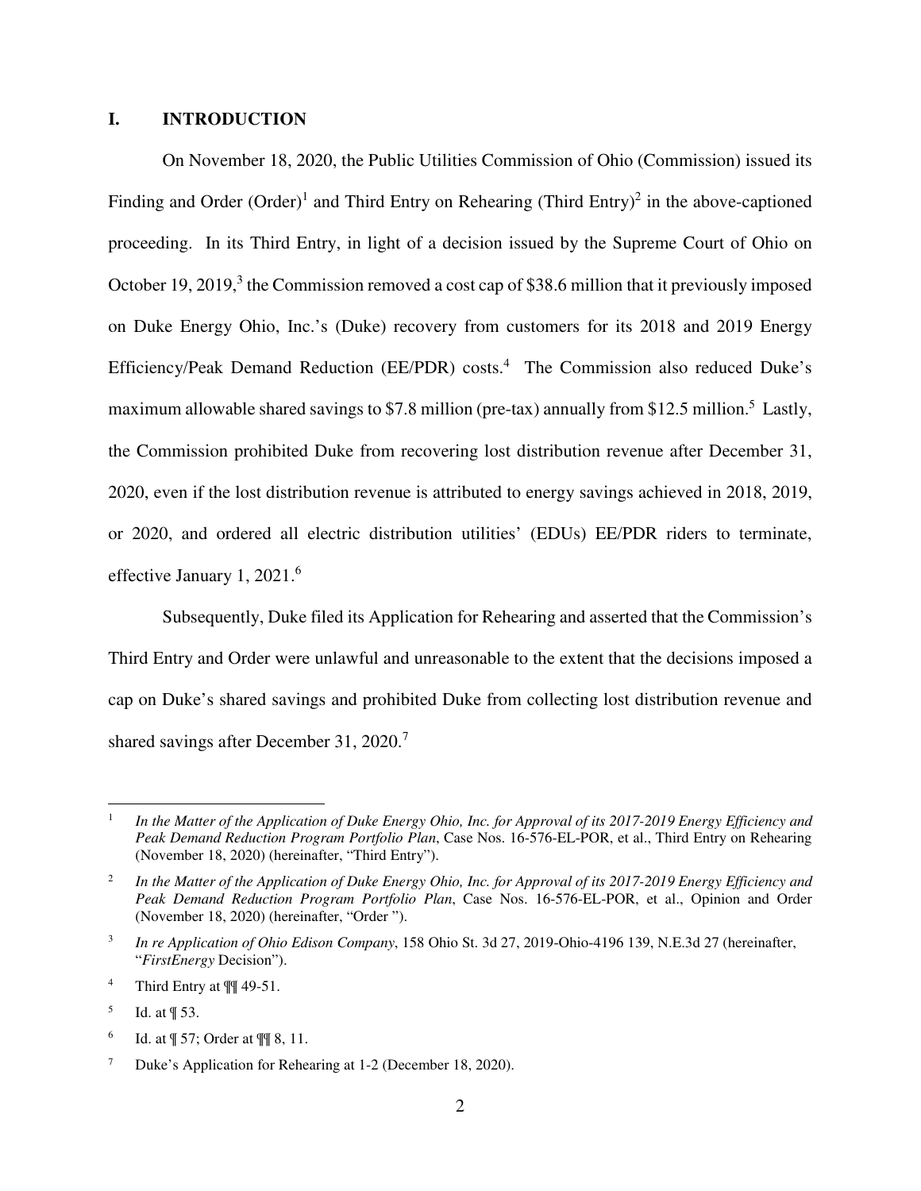## I. INTRODUCTION

On November 18, 2020, the Public Utilities Commission of Ohio (Commission) issued its Finding and Order (Order)[1] and Third Entry on Rehearing (Third Entry)[2] in the above-captioned proceeding. In its Third Entry, in light of a decision issued by the Supreme Court of Ohio on October 19, 2019,[3] the Commission removed a cost cap of $38.6 million that it previously imposed on Duke Energy Ohio, Inc.'s (Duke) recovery from customers for its 2018 and 2019 Energy Efficiency/Peak Demand Reduction (EE/PDR) costs.[4] The Commission also reduced Duke's maximum allowable shared savings to $7.8 million (pre-tax) annually from $12.5 million.[5] Lastly, the Commission prohibited Duke from recovering lost distribution revenue after December 31, 2020, even if the lost distribution revenue is attributed to energy savings achieved in 2018, 2019, or 2020, and ordered all electric distribution utilities' (EDUs) EE/PDR riders to terminate, effective January 1, 2021.[6]

Subsequently, Duke filed its Application for Rehearing and asserted that the Commission's Third Entry and Order were unlawful and unreasonable to the extent that the decisions imposed a cap on Duke's shared savings and prohibited Duke from collecting lost distribution revenue and shared savings after December 31, 2020.[7]

---

[1] *In the Matter of the Application of Duke Energy Ohio, Inc. for Approval of its 2017-2019 Energy Efficiency and Peak Demand Reduction Program Portfolio Plan*, Case Nos. 16-576-EL-POR, et al., Third Entry on Rehearing (November 18, 2020) (hereinafter, "Third Entry").

[2] *In the Matter of the Application of Duke Energy Ohio, Inc. for Approval of its 2017-2019 Energy Efficiency and Peak Demand Reduction Program Portfolio Plan*, Case Nos. 16-576-EL-POR, et al., Opinion and Order (November 18, 2020) (hereinafter, "Order ").

[3] *In re Application of Ohio Edison Company*, 158 Ohio St. 3d 27, 2019-Ohio-4196 139, N.E.3d 27 (hereinafter, "*FirstEnergy* Decision").

[4] Third Entry at ¶¶ 49-51.

[5] Id. at ¶ 53.

[6] Id. at ¶ 57; Order at ¶¶ 8, 11.

[7] Duke's Application for Rehearing at 1-2 (December 18, 2020).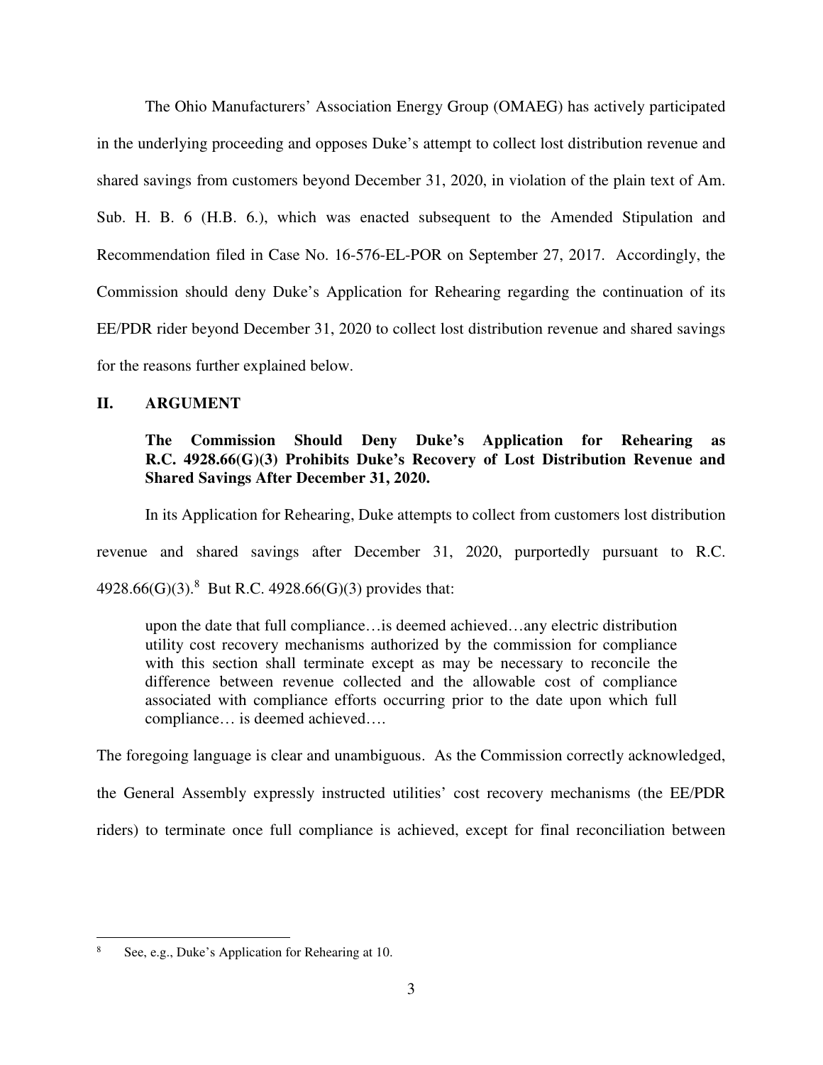The Ohio Manufacturers' Association Energy Group (OMAEG) has actively participated in the underlying proceeding and opposes Duke's attempt to collect lost distribution revenue and shared savings from customers beyond December 31, 2020, in violation of the plain text of Am. Sub. H. B. 6 (H.B. 6.), which was enacted subsequent to the Amended Stipulation and Recommendation filed in Case No. 16-576-EL-POR on September 27, 2017. Accordingly, the Commission should deny Duke's Application for Rehearing regarding the continuation of its EE/PDR rider beyond December 31, 2020 to collect lost distribution revenue and shared savings for the reasons further explained below.

## II. ARGUMENT

### The Commission Should Deny Duke's Application for Rehearing as R.C. 4928.66(G)(3) Prohibits Duke's Recovery of Lost Distribution Revenue and Shared Savings After December 31, 2020.

In its Application for Rehearing, Duke attempts to collect from customers lost distribution revenue and shared savings after December 31, 2020, purportedly pursuant to R.C. 4928.66(G)(3).[8] But R.C. 4928.66(G)(3) provides that:

> upon the date that full compliance…is deemed achieved…any electric distribution utility cost recovery mechanisms authorized by the commission for compliance with this section shall terminate except as may be necessary to reconcile the difference between revenue collected and the allowable cost of compliance associated with compliance efforts occurring prior to the date upon which full compliance… is deemed achieved….

The foregoing language is clear and unambiguous. As the Commission correctly acknowledged, the General Assembly expressly instructed utilities' cost recovery mechanisms (the EE/PDR riders) to terminate once full compliance is achieved, except for final reconciliation between

---

[8] See, e.g., Duke's Application for Rehearing at 10.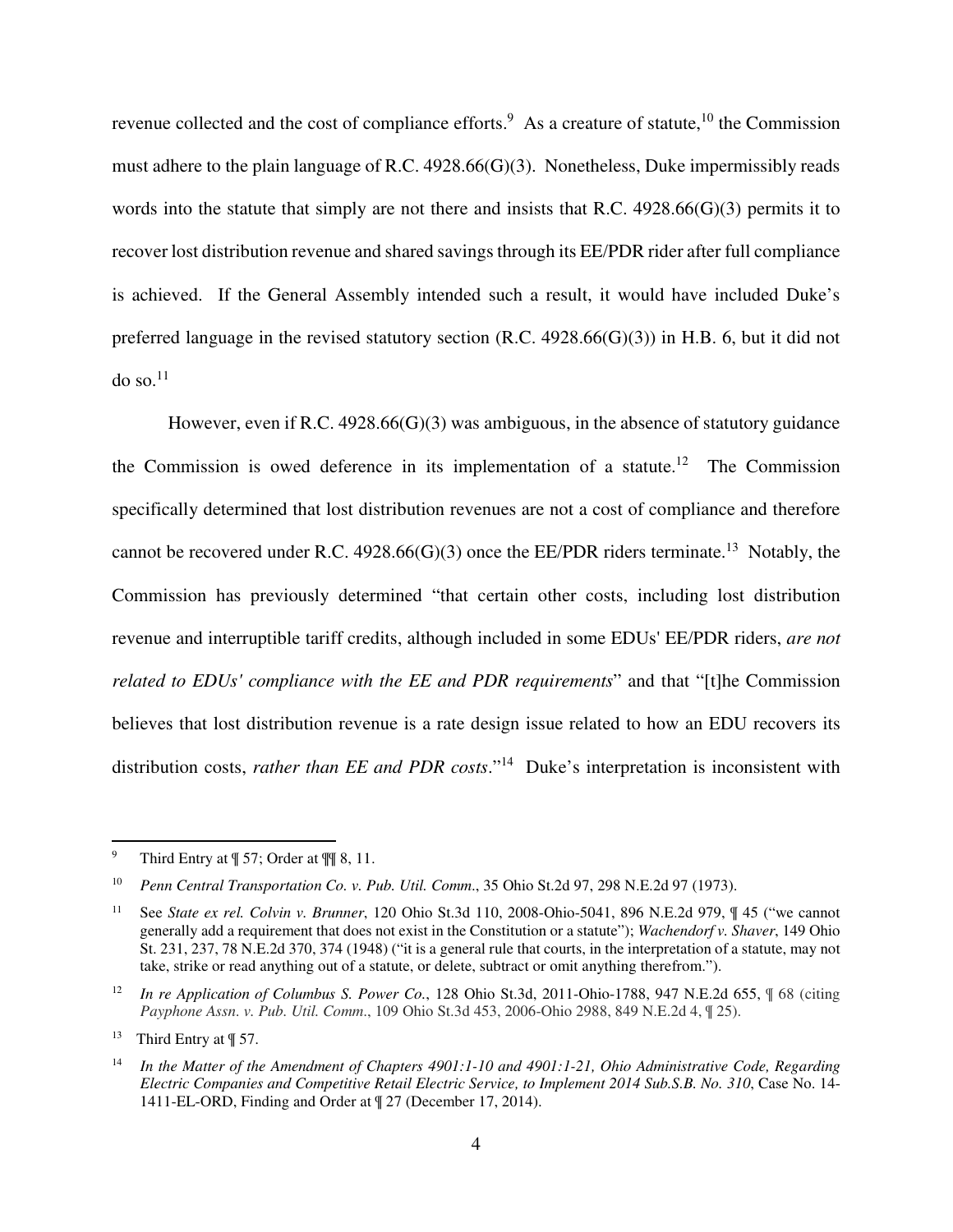revenue collected and the cost of compliance efforts.[9] As a creature of statute,[10] the Commission must adhere to the plain language of R.C. 4928.66(G)(3). Nonetheless, Duke impermissibly reads words into the statute that simply are not there and insists that R.C. 4928.66(G)(3) permits it to recover lost distribution revenue and shared savings through its EE/PDR rider after full compliance is achieved. If the General Assembly intended such a result, it would have included Duke's preferred language in the revised statutory section (R.C. 4928.66(G)(3)) in H.B. 6, but it did not do so.[11]

However, even if R.C. 4928.66(G)(3) was ambiguous, in the absence of statutory guidance the Commission is owed deference in its implementation of a statute.[12] The Commission specifically determined that lost distribution revenues are not a cost of compliance and therefore cannot be recovered under R.C. 4928.66(G)(3) once the EE/PDR riders terminate.[13] Notably, the Commission has previously determined "that certain other costs, including lost distribution revenue and interruptible tariff credits, although included in some EDUs' EE/PDR riders, *are not related to EDUs' compliance with the EE and PDR requirements*" and that "[t]he Commission believes that lost distribution revenue is a rate design issue related to how an EDU recovers its distribution costs, *rather than EE and PDR costs*."[14] Duke's interpretation is inconsistent with

---

[9] Third Entry at ¶ 57; Order at ¶¶ 8, 11.

[10] *Penn Central Transportation Co. v. Pub. Util. Comm.*, 35 Ohio St.2d 97, 298 N.E.2d 97 (1973).

[11] See *State ex rel. Colvin v. Brunner*, 120 Ohio St.3d 110, 2008-Ohio-5041, 896 N.E.2d 979, ¶ 45 ("we cannot generally add a requirement that does not exist in the Constitution or a statute"); *Wachendorf v. Shaver*, 149 Ohio St. 231, 237, 78 N.E.2d 370, 374 (1948) ("it is a general rule that courts, in the interpretation of a statute, may not take, strike or read anything out of a statute, or delete, subtract or omit anything therefrom.").

[12] *In re Application of Columbus S. Power Co.*, 128 Ohio St.3d, 2011-Ohio-1788, 947 N.E.2d 655, ¶ 68 (citing *Payphone Assn. v. Pub. Util. Comm.*, 109 Ohio St.3d 453, 2006-Ohio 2988, 849 N.E.2d 4, ¶ 25).

[13] Third Entry at ¶ 57.

[14] *In the Matter of the Amendment of Chapters 4901:1-10 and 4901:1-21, Ohio Administrative Code, Regarding Electric Companies and Competitive Retail Electric Service, to Implement 2014 Sub.S.B. No. 310*, Case No. 14-1411-EL-ORD, Finding and Order at ¶ 27 (December 17, 2014).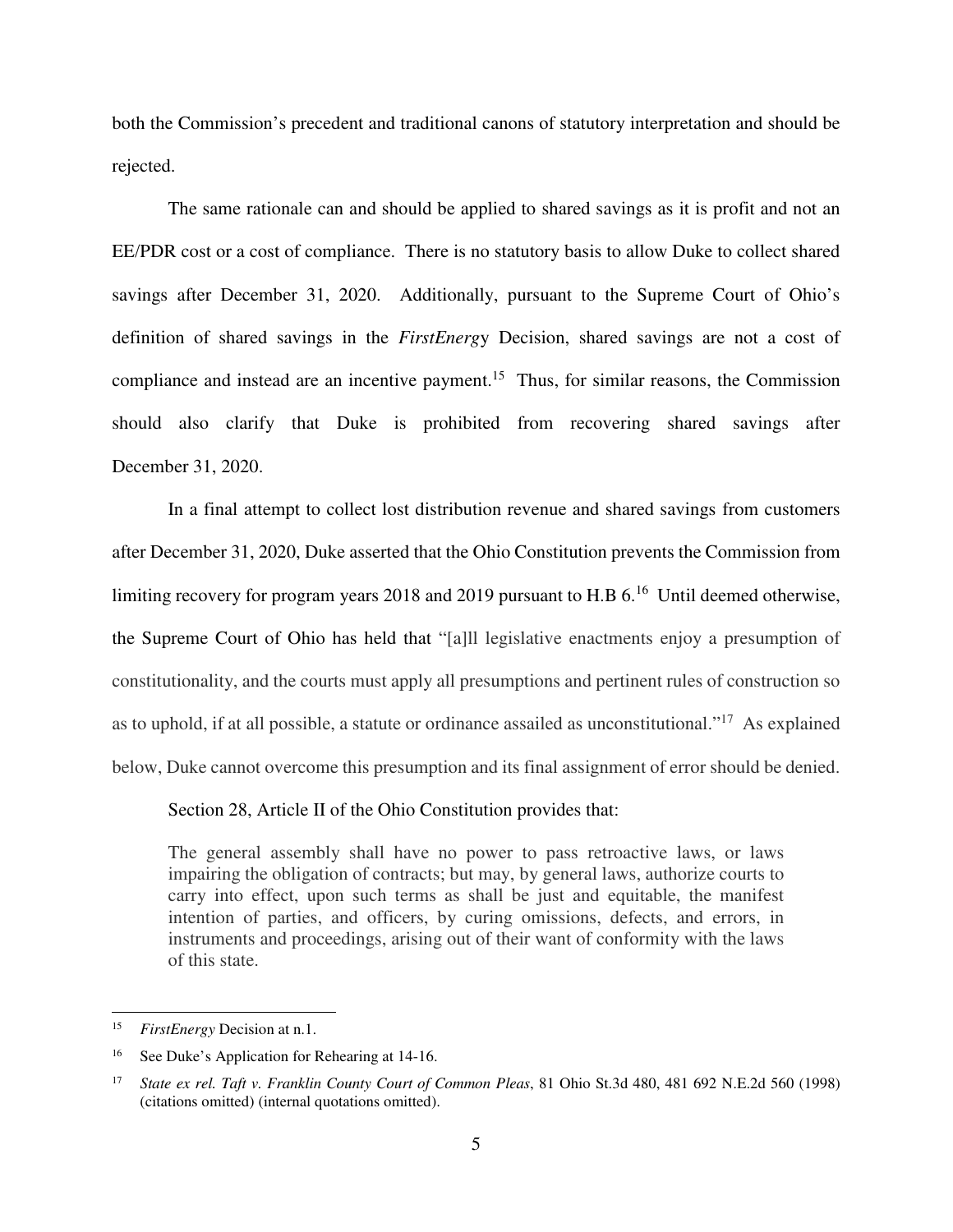both the Commission's precedent and traditional canons of statutory interpretation and should be rejected.

The same rationale can and should be applied to shared savings as it is profit and not an EE/PDR cost or a cost of compliance. There is no statutory basis to allow Duke to collect shared savings after December 31, 2020. Additionally, pursuant to the Supreme Court of Ohio's definition of shared savings in the *FirstEnergy* Decision, shared savings are not a cost of compliance and instead are an incentive payment.[15] Thus, for similar reasons, the Commission should also clarify that Duke is prohibited from recovering shared savings after December 31, 2020.

In a final attempt to collect lost distribution revenue and shared savings from customers after December 31, 2020, Duke asserted that the Ohio Constitution prevents the Commission from limiting recovery for program years 2018 and 2019 pursuant to H.B 6.[16] Until deemed otherwise, the Supreme Court of Ohio has held that "[a]ll legislative enactments enjoy a presumption of constitutionality, and the courts must apply all presumptions and pertinent rules of construction so as to uphold, if at all possible, a statute or ordinance assailed as unconstitutional."[17] As explained below, Duke cannot overcome this presumption and its final assignment of error should be denied.

Section 28, Article II of the Ohio Constitution provides that:

> The general assembly shall have no power to pass retroactive laws, or laws impairing the obligation of contracts; but may, by general laws, authorize courts to carry into effect, upon such terms as shall be just and equitable, the manifest intention of parties, and officers, by curing omissions, defects, and errors, in instruments and proceedings, arising out of their want of conformity with the laws of this state.

---

[15] *FirstEnergy* Decision at n.1.

[16] See Duke's Application for Rehearing at 14-16.

[17] *State ex rel. Taft v. Franklin County Court of Common Pleas*, 81 Ohio St.3d 480, 481 692 N.E.2d 560 (1998) (citations omitted) (internal quotations omitted).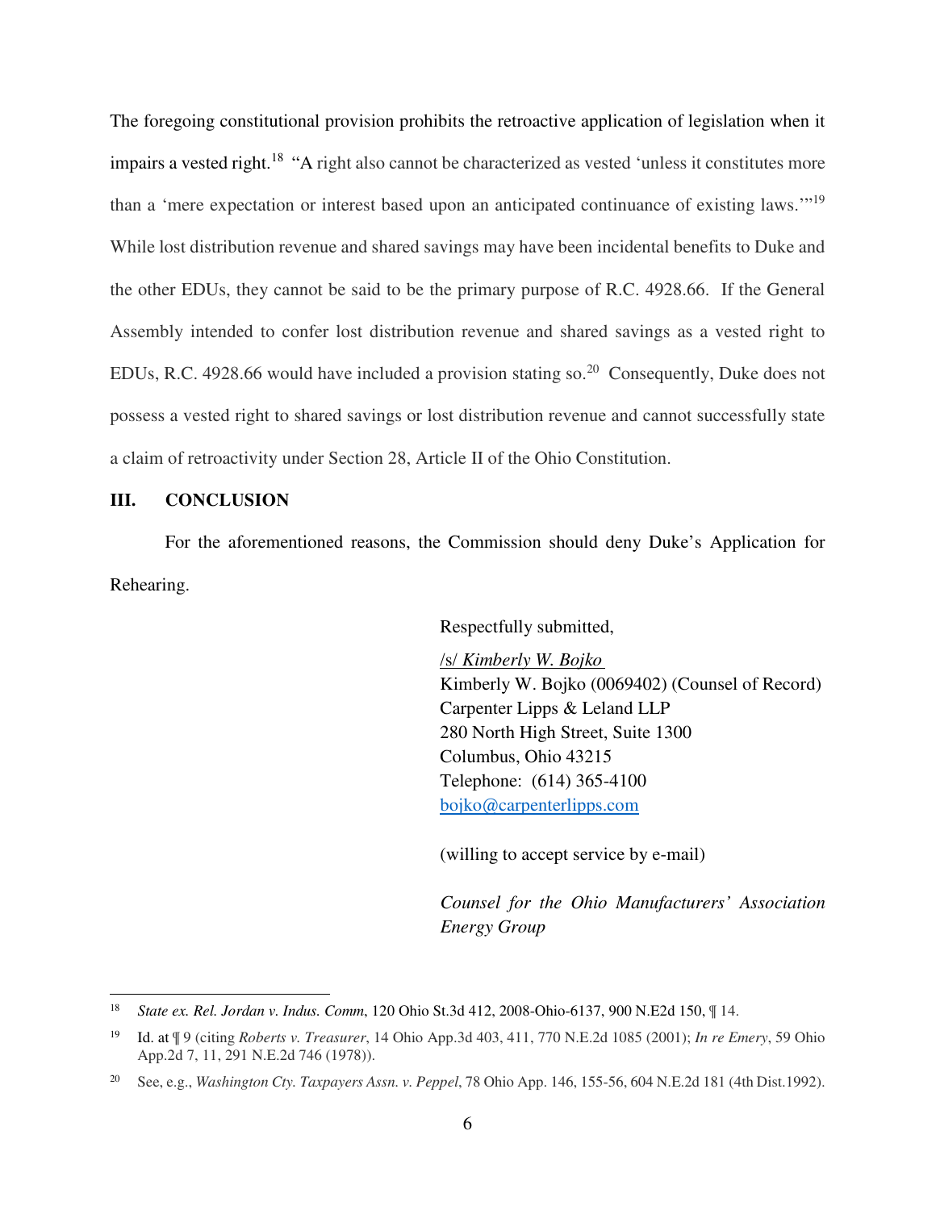The foregoing constitutional provision prohibits the retroactive application of legislation when it impairs a vested right.[18] "A right also cannot be characterized as vested 'unless it constitutes more than a 'mere expectation or interest based upon an anticipated continuance of existing laws.'"[19] While lost distribution revenue and shared savings may have been incidental benefits to Duke and the other EDUs, they cannot be said to be the primary purpose of R.C. 4928.66. If the General Assembly intended to confer lost distribution revenue and shared savings as a vested right to EDUs, R.C. 4928.66 would have included a provision stating so.[20] Consequently, Duke does not possess a vested right to shared savings or lost distribution revenue and cannot successfully state a claim of retroactivity under Section 28, Article II of the Ohio Constitution.

## III. CONCLUSION

For the aforementioned reasons, the Commission should deny Duke's Application for Rehearing.

Respectfully submitted,

/s/ *Kimberly W. Bojko*
Kimberly W. Bojko (0069402) (Counsel of Record)
Carpenter Lipps & Leland LLP
280 North High Street, Suite 1300
Columbus, Ohio 43215
Telephone: (614) 365-4100
bojko@carpenterlipps.com

(willing to accept service by e-mail)

*Counsel for the Ohio Manufacturers' Association Energy Group*

---

[18] *State ex. Rel. Jordan v. Indus. Comm*, 120 Ohio St.3d 412, 2008-Ohio-6137, 900 N.E2d 150, ¶ 14.

[19] Id. at ¶ 9 (citing *Roberts v. Treasurer*, 14 Ohio App.3d 403, 411, 770 N.E.2d 1085 (2001); *In re Emery*, 59 Ohio App.2d 7, 11, 291 N.E.2d 746 (1978)).

[20] See, e.g., *Washington Cty. Taxpayers Assn. v. Peppel*, 78 Ohio App. 146, 155-56, 604 N.E.2d 181 (4th Dist.1992).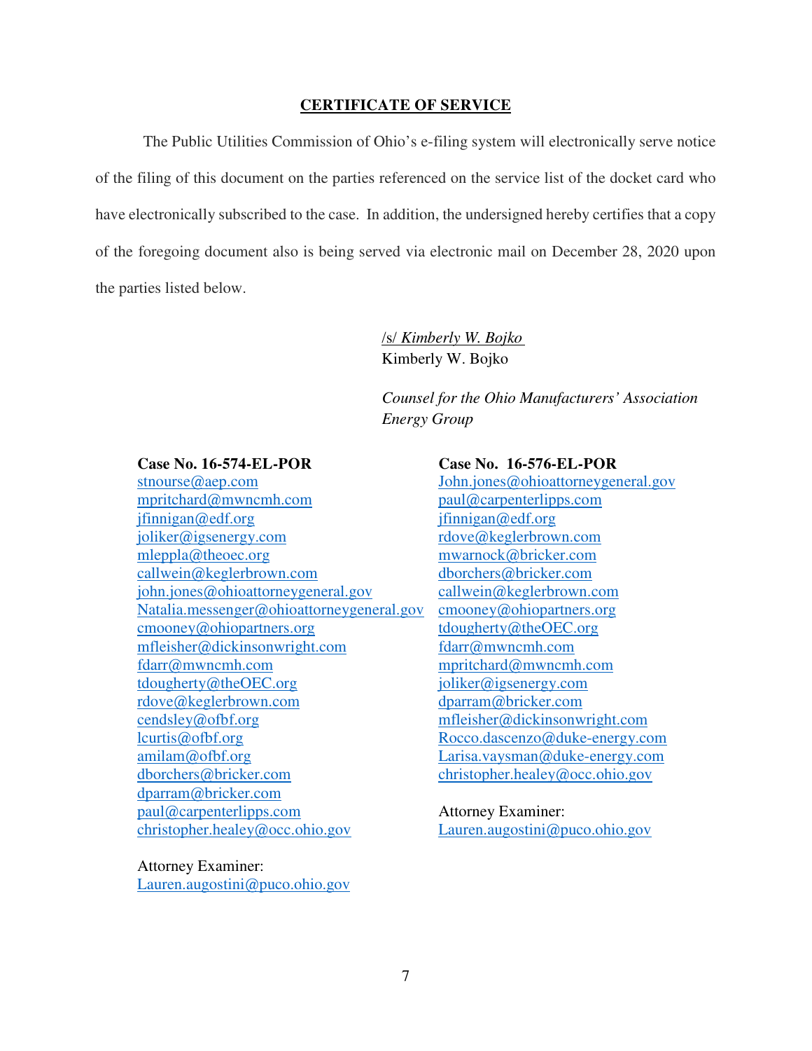## CERTIFICATE OF SERVICE

The Public Utilities Commission of Ohio's e-filing system will electronically serve notice of the filing of this document on the parties referenced on the service list of the docket card who have electronically subscribed to the case. In addition, the undersigned hereby certifies that a copy of the foregoing document also is being served via electronic mail on December 28, 2020 upon the parties listed below.

/s/ *Kimberly W. Bojko*
Kimberly W. Bojko

*Counsel for the Ohio Manufacturers' Association Energy Group*

**Case No. 16-574-EL-POR**

stnourse@aep.com
mpritchard@mwncmh.com
jfinnigan@edf.org
joliker@igsenergy.com
mleppla@theoec.org
callwein@keglerbrown.com
john.jones@ohioattorneygeneral.gov
Natalia.messenger@ohioattorneygeneral.gov
cmooney@ohiopartners.org
mfleisher@dickinsonwright.com
fdarr@mwncmh.com
tdougherty@theOEC.org
rdove@keglerbrown.com
cendsley@ofbf.org
lcurtis@ofbf.org
amilam@ofbf.org
dborchers@bricker.com
dparram@bricker.com
paul@carpenterlipps.com
christopher.healey@occ.ohio.gov

Attorney Examiner:
Lauren.augostini@puco.ohio.gov

**Case No. 16-576-EL-POR**

John.jones@ohioattorneygeneral.gov
paul@carpenterlipps.com
jfinnigan@edf.org
rdove@keglerbrown.com
mwarnock@bricker.com
dborchers@bricker.com
callwein@keglerbrown.com
cmooney@ohiopartners.org
tdougherty@theOEC.org
fdarr@mwncmh.com
mpritchard@mwncmh.com
joliker@igsenergy.com
dparram@bricker.com
mfleisher@dickinsonwright.com
Rocco.dascenzo@duke-energy.com
Larisa.vaysman@duke-energy.com
christopher.healey@occ.ohio.gov

Attorney Examiner:
Lauren.augostini@puco.ohio.gov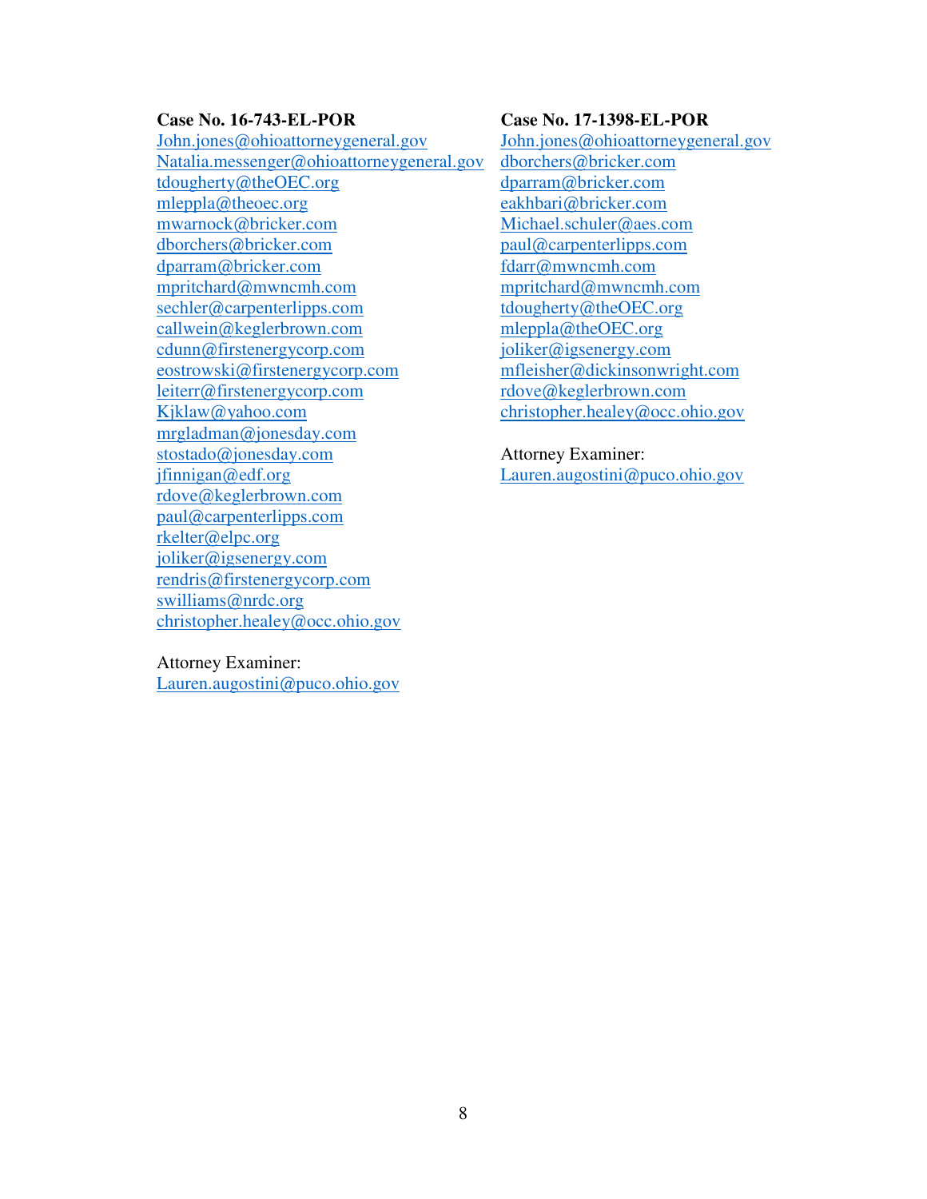**Case No. 16-743-EL-POR**

John.jones@ohioattorneygeneral.gov
Natalia.messenger@ohioattorneygeneral.gov
tdougherty@theOEC.org
mleppla@theoec.org
mwarnock@bricker.com
dborchers@bricker.com
dparram@bricker.com
mpritchard@mwncmh.com
sechler@carpenterlipps.com
callwein@keglerbrown.com
cdunn@firstenergycorp.com
eostrowski@firstenergycorp.com
leiterr@firstenergycorp.com
Kjklaw@yahoo.com
mrgladman@jonesday.com
stostado@jonesday.com
jfinnigan@edf.org
rdove@keglerbrown.com
paul@carpenterlipps.com
rkelter@elpc.org
joliker@igsenergy.com
rendris@firstenergycorp.com
swilliams@nrdc.org
christopher.healey@occ.ohio.gov

Attorney Examiner:
Lauren.augostini@puco.ohio.gov

**Case No. 17-1398-EL-POR**

John.jones@ohioattorneygeneral.gov
dborchers@bricker.com
dparram@bricker.com
eakhbari@bricker.com
Michael.schuler@aes.com
paul@carpenterlipps.com
fdarr@mwncmh.com
mpritchard@mwncmh.com
tdougherty@theOEC.org
mleppla@theOEC.org
joliker@igsenergy.com
mfleisher@dickinsonwright.com
rdove@keglerbrown.com
christopher.healey@occ.ohio.gov

Attorney Examiner:
Lauren.augostini@puco.ohio.gov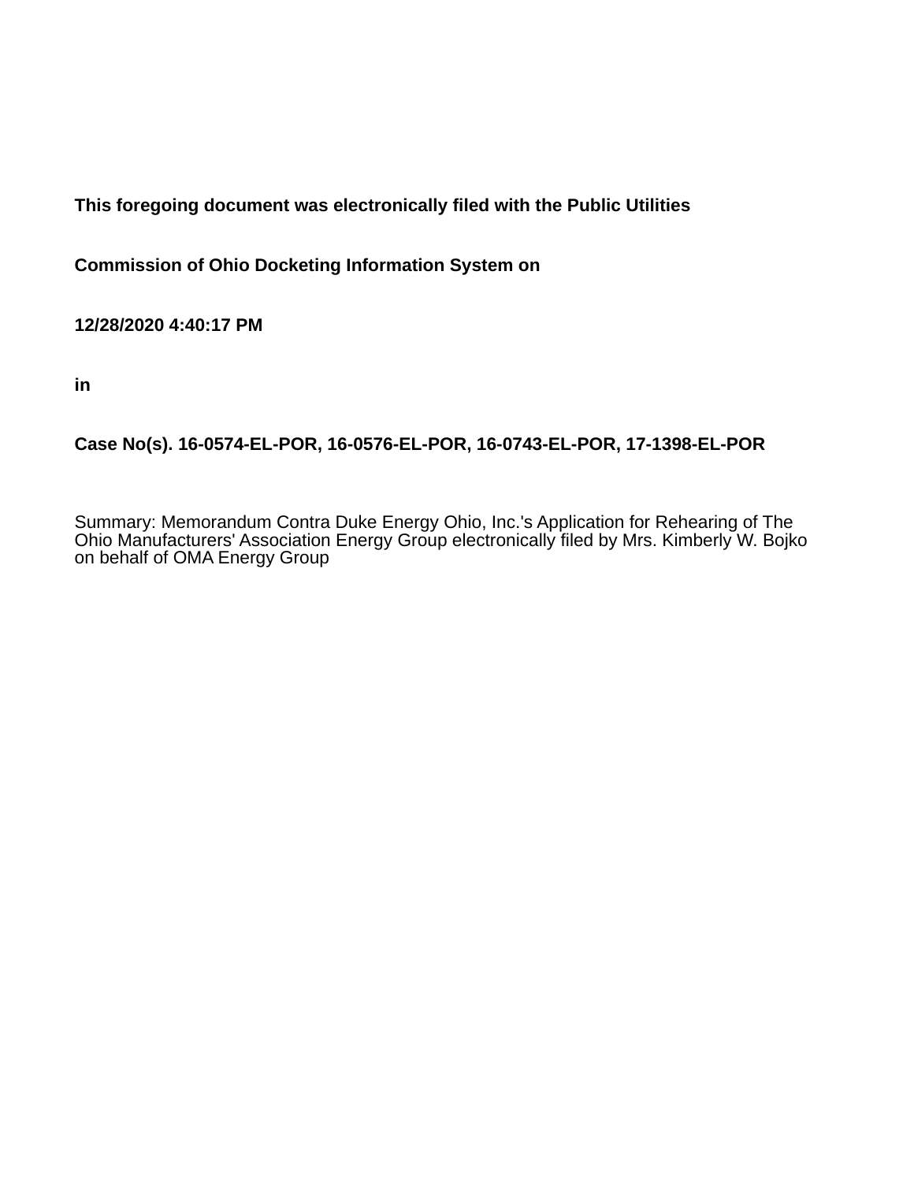**This foregoing document was electronically filed with the Public Utilities**

**Commission of Ohio Docketing Information System on**

**12/28/2020 4:40:17 PM**

**in**

**Case No(s). 16-0574-EL-POR, 16-0576-EL-POR, 16-0743-EL-POR, 17-1398-EL-POR**

Summary: Memorandum Contra Duke Energy Ohio, Inc.'s Application for Rehearing of The Ohio Manufacturers' Association Energy Group electronically filed by Mrs. Kimberly W. Bojko on behalf of OMA Energy Group